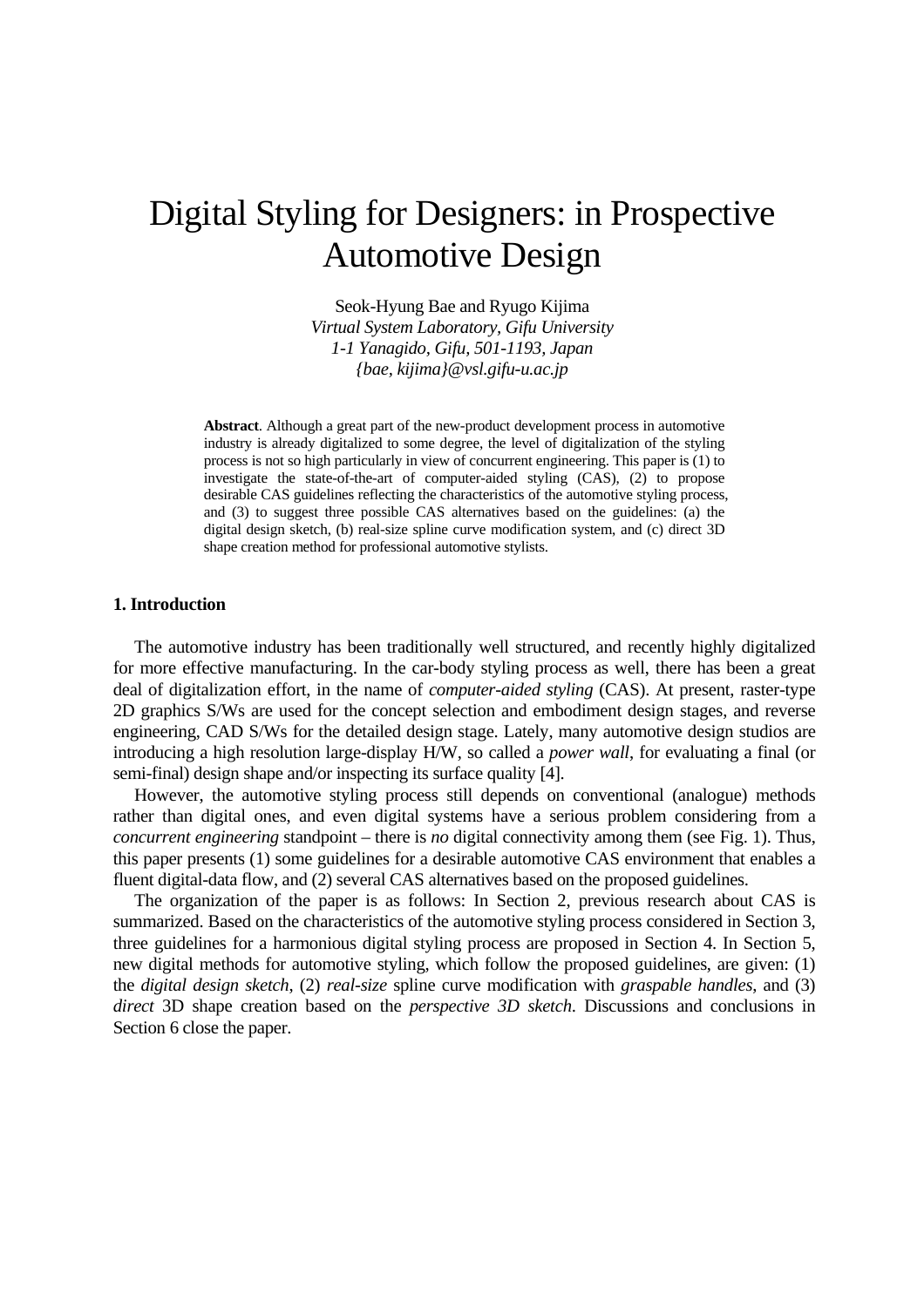# Digital Styling for Designers: in Prospective Automotive Design

Seok-Hyung Bae and Ryugo Kijima
*Virtual System Laboratory, Gifu University*
*1-1 Yanagido, Gifu, 501-1193, Japan*
*{bae, kijima}@vsl.gifu-u.ac.jp*

**Abstract**. Although a great part of the new-product development process in automotive industry is already digitalized to some degree, the level of digitalization of the styling process is not so high particularly in view of concurrent engineering. This paper is (1) to investigate the state-of-the-art of computer-aided styling (CAS), (2) to propose desirable CAS guidelines reflecting the characteristics of the automotive styling process, and (3) to suggest three possible CAS alternatives based on the guidelines: (a) the digital design sketch, (b) real-size spline curve modification system, and (c) direct 3D shape creation method for professional automotive stylists.

## 1. Introduction

The automotive industry has been traditionally well structured, and recently highly digitalized for more effective manufacturing. In the car-body styling process as well, there has been a great deal of digitalization effort, in the name of *computer-aided styling* (CAS). At present, raster-type 2D graphics S/Ws are used for the concept selection and embodiment design stages, and reverse engineering, CAD S/Ws for the detailed design stage. Lately, many automotive design studios are introducing a high resolution large-display H/W, so called a *power wall*, for evaluating a final (or semi-final) design shape and/or inspecting its surface quality [4].

However, the automotive styling process still depends on conventional (analogue) methods rather than digital ones, and even digital systems have a serious problem considering from a *concurrent engineering* standpoint – there is *no* digital connectivity among them (see Fig. 1). Thus, this paper presents (1) some guidelines for a desirable automotive CAS environment that enables a fluent digital-data flow, and (2) several CAS alternatives based on the proposed guidelines.

The organization of the paper is as follows: In Section 2, previous research about CAS is summarized. Based on the characteristics of the automotive styling process considered in Section 3, three guidelines for a harmonious digital styling process are proposed in Section 4. In Section 5, new digital methods for automotive styling, which follow the proposed guidelines, are given: (1) the *digital design sketch*, (2) *real-size* spline curve modification with *graspable handles*, and (3) *direct* 3D shape creation based on the *perspective 3D sketch*. Discussions and conclusions in Section 6 close the paper.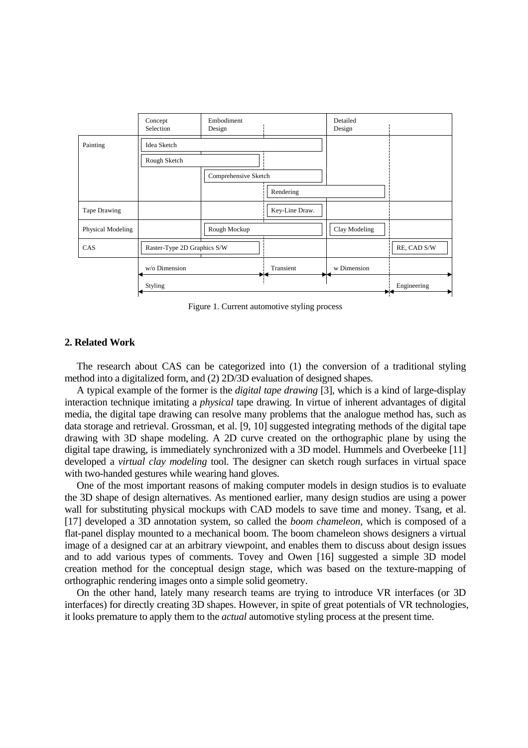| | Concept Selection | Embodiment Design | | Detailed Design | |
|---|---|---|---|---|---|
| Painting | Idea Sketch | | | | |
| | Rough Sketch | | | | |
| | | Comprehensive Sketch | | | |
| | | | Rendering | | |
| Tape Drawing | | | Key-Line Draw. | | |
| Physical Modeling | | Rough Mockup | | Clay Modeling | |
| CAS | Raster-Type 2D Graphics S/W | | | | RE, CAD S/W |
| | w/o Dimension | | Transient | w Dimension | |
| | Styling | | | | Engineering |

Figure 1. Current automotive styling process

## 2. Related Work

The research about CAS can be categorized into (1) the conversion of a traditional styling method into a digitalized form, and (2) 2D/3D evaluation of designed shapes.

A typical example of the former is the *digital tape drawing* [3], which is a kind of large-display interaction technique imitating a *physical* tape drawing. In virtue of inherent advantages of digital media, the digital tape drawing can resolve many problems that the analogue method has, such as data storage and retrieval. Grossman, et al. [9, 10] suggested integrating methods of the digital tape drawing with 3D shape modeling. A 2D curve created on the orthographic plane by using the digital tape drawing, is immediately synchronized with a 3D model. Hummels and Overbeeke [11] developed a *virtual clay modeling* tool. The designer can sketch rough surfaces in virtual space with two-handed gestures while wearing hand gloves.

One of the most important reasons of making computer models in design studios is to evaluate the 3D shape of design alternatives. As mentioned earlier, many design studios are using a power wall for substituting physical mockups with CAD models to save time and money. Tsang, et al. [17] developed a 3D annotation system, so called the *boom chameleon*, which is composed of a flat-panel display mounted to a mechanical boom. The boom chameleon shows designers a virtual image of a designed car at an arbitrary viewpoint, and enables them to discuss about design issues and to add various types of comments. Tovey and Owen [16] suggested a simple 3D model creation method for the conceptual design stage, which was based on the texture-mapping of orthographic rendering images onto a simple solid geometry.

On the other hand, lately many research teams are trying to introduce VR interfaces (or 3D interfaces) for directly creating 3D shapes. However, in spite of great potentials of VR technologies, it looks premature to apply them to the *actual* automotive styling process at the present time.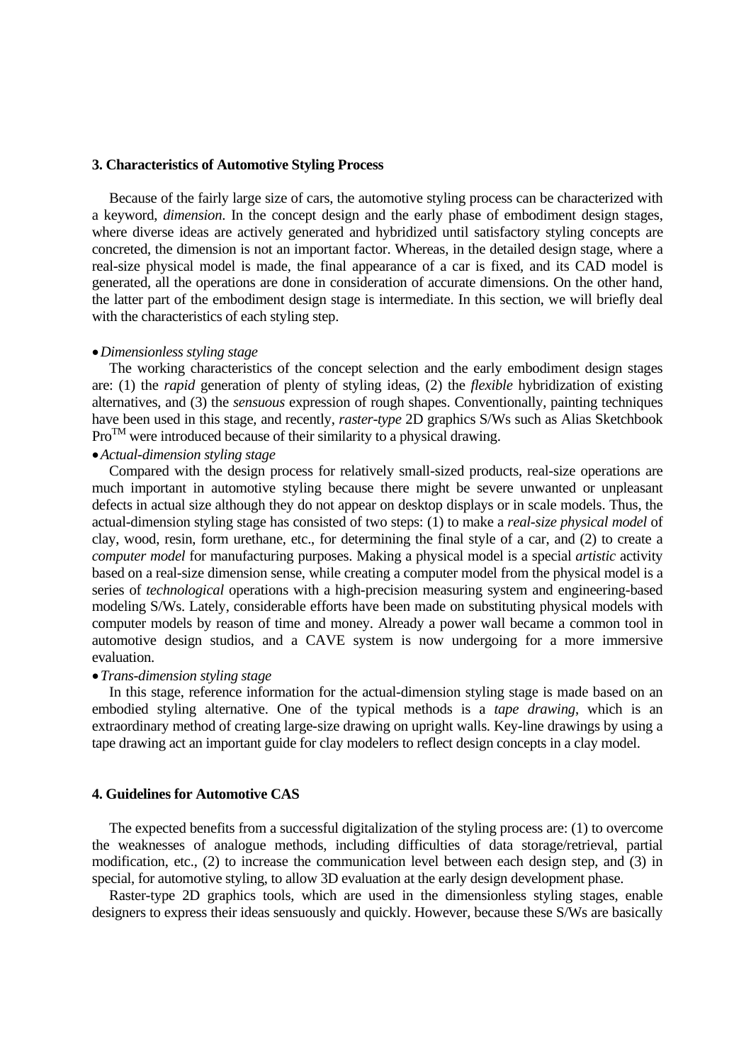### 3. Characteristics of Automotive Styling Process

Because of the fairly large size of cars, the automotive styling process can be characterized with a keyword, *dimension*. In the concept design and the early phase of embodiment design stages, where diverse ideas are actively generated and hybridized until satisfactory styling concepts are concreted, the dimension is not an important factor. Whereas, in the detailed design stage, where a real-size physical model is made, the final appearance of a car is fixed, and its CAD model is generated, all the operations are done in consideration of accurate dimensions. On the other hand, the latter part of the embodiment design stage is intermediate. In this section, we will briefly deal with the characteristics of each styling step.

- *Dimensionless styling stage*

The working characteristics of the concept selection and the early embodiment design stages are: (1) the *rapid* generation of plenty of styling ideas, (2) the *flexible* hybridization of existing alternatives, and (3) the *sensuous* expression of rough shapes. Conventionally, painting techniques have been used in this stage, and recently, *raster-type* 2D graphics S/Ws such as Alias Sketchbook Pro™ were introduced because of their similarity to a physical drawing.

- *Actual-dimension styling stage*

Compared with the design process for relatively small-sized products, real-size operations are much important in automotive styling because there might be severe unwanted or unpleasant defects in actual size although they do not appear on desktop displays or in scale models. Thus, the actual-dimension styling stage has consisted of two steps: (1) to make a *real-size physical model* of clay, wood, resin, form urethane, etc., for determining the final style of a car, and (2) to create a *computer model* for manufacturing purposes. Making a physical model is a special *artistic* activity based on a real-size dimension sense, while creating a computer model from the physical model is a series of *technological* operations with a high-precision measuring system and engineering-based modeling S/Ws. Lately, considerable efforts have been made on substituting physical models with computer models by reason of time and money. Already a power wall became a common tool in automotive design studios, and a CAVE system is now undergoing for a more immersive evaluation.

- *Trans-dimension styling stage*

In this stage, reference information for the actual-dimension styling stage is made based on an embodied styling alternative. One of the typical methods is a *tape drawing*, which is an extraordinary method of creating large-size drawing on upright walls. Key-line drawings by using a tape drawing act an important guide for clay modelers to reflect design concepts in a clay model.

### 4. Guidelines for Automotive CAS

The expected benefits from a successful digitalization of the styling process are: (1) to overcome the weaknesses of analogue methods, including difficulties of data storage/retrieval, partial modification, etc., (2) to increase the communication level between each design step, and (3) in special, for automotive styling, to allow 3D evaluation at the early design development phase.

Raster-type 2D graphics tools, which are used in the dimensionless styling stages, enable designers to express their ideas sensuously and quickly. However, because these S/Ws are basically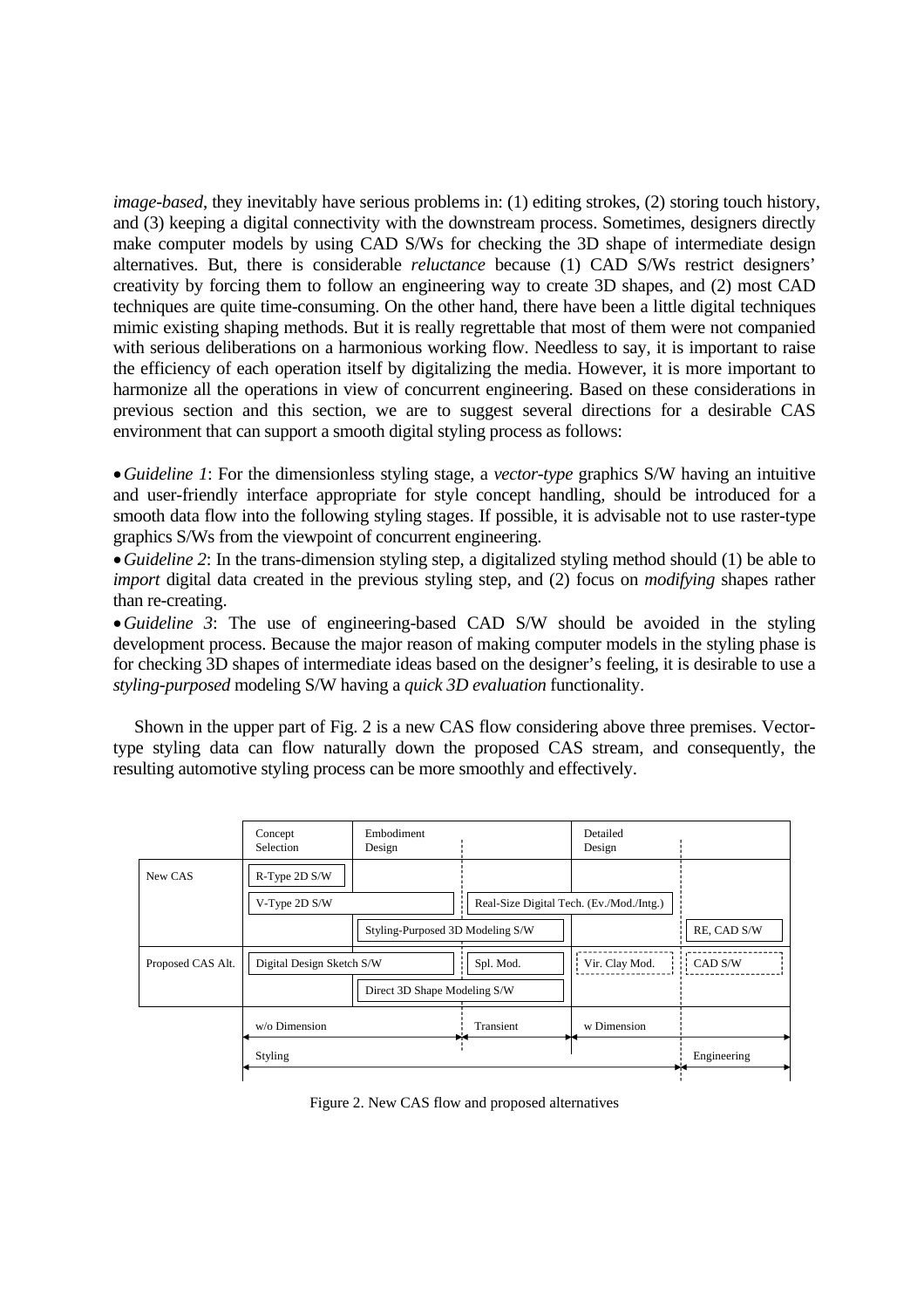*image-based*, they inevitably have serious problems in: (1) editing strokes, (2) storing touch history, and (3) keeping a digital connectivity with the downstream process. Sometimes, designers directly make computer models by using CAD S/Ws for checking the 3D shape of intermediate design alternatives. But, there is considerable *reluctance* because (1) CAD S/Ws restrict designers' creativity by forcing them to follow an engineering way to create 3D shapes, and (2) most CAD techniques are quite time-consuming. On the other hand, there have been a little digital techniques mimic existing shaping methods. But it is really regrettable that most of them were not companied with serious deliberations on a harmonious working flow. Needless to say, it is important to raise the efficiency of each operation itself by digitalizing the media. However, it is more important to harmonize all the operations in view of concurrent engineering. Based on these considerations in previous section and this section, we are to suggest several directions for a desirable CAS environment that can support a smooth digital styling process as follows:

- *Guideline 1*: For the dimensionless styling stage, a *vector-type* graphics S/W having an intuitive and user-friendly interface appropriate for style concept handling, should be introduced for a smooth data flow into the following styling stages. If possible, it is advisable not to use raster-type graphics S/Ws from the viewpoint of concurrent engineering.
- *Guideline 2*: In the trans-dimension styling step, a digitalized styling method should (1) be able to *import* digital data created in the previous styling step, and (2) focus on *modifying* shapes rather than re-creating.
- *Guideline 3*: The use of engineering-based CAD S/W should be avoided in the styling development process. Because the major reason of making computer models in the styling phase is for checking 3D shapes of intermediate ideas based on the designer's feeling, it is desirable to use a *styling-purposed* modeling S/W having a *quick 3D evaluation* functionality.

Shown in the upper part of Fig. 2 is a new CAS flow considering above three premises. Vector-type styling data can flow naturally down the proposed CAS stream, and consequently, the resulting automotive styling process can be more smoothly and effectively.

| | Concept Selection | Embodiment Design | | Detailed Design | |
|---|---|---|---|---|---|
| New CAS | R-Type 2D S/W | | | | |
| | V-Type 2D S/W | | Real-Size Digital Tech. (Ev./Mod./Intg.) | | |
| | | Styling-Purposed 3D Modeling S/W | | | RE, CAD S/W |
| Proposed CAS Alt. | Digital Design Sketch S/W | | Spl. Mod. | Vir. Clay Mod. | CAD S/W |
| | | Direct 3D Shape Modeling S/W | | | |
| | w/o Dimension | | Transient | w Dimension | |
| | Styling | | | | Engineering |

Figure 2. New CAS flow and proposed alternatives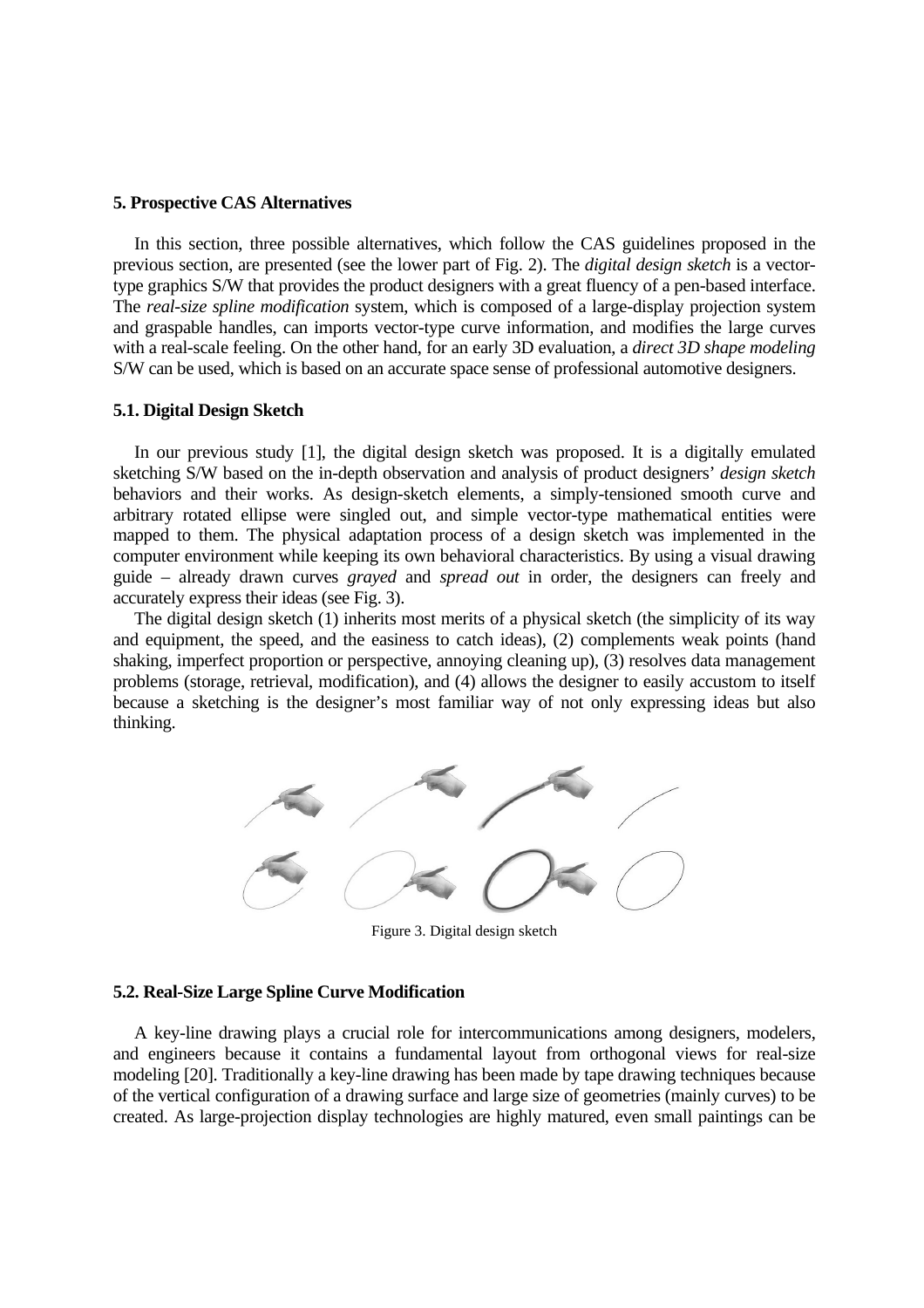## 5. Prospective CAS Alternatives

In this section, three possible alternatives, which follow the CAS guidelines proposed in the previous section, are presented (see the lower part of Fig. 2). The *digital design sketch* is a vector-type graphics S/W that provides the product designers with a great fluency of a pen-based interface. The *real-size spline modification* system, which is composed of a large-display projection system and graspable handles, can imports vector-type curve information, and modifies the large curves with a real-scale feeling. On the other hand, for an early 3D evaluation, a *direct 3D shape modeling* S/W can be used, which is based on an accurate space sense of professional automotive designers.

### 5.1. Digital Design Sketch

In our previous study [1], the digital design sketch was proposed. It is a digitally emulated sketching S/W based on the in-depth observation and analysis of product designers' *design sketch* behaviors and their works. As design-sketch elements, a simply-tensioned smooth curve and arbitrary rotated ellipse were singled out, and simple vector-type mathematical entities were mapped to them. The physical adaptation process of a design sketch was implemented in the computer environment while keeping its own behavioral characteristics. By using a visual drawing guide – already drawn curves *grayed* and *spread out* in order, the designers can freely and accurately express their ideas (see Fig. 3).

The digital design sketch (1) inherits most merits of a physical sketch (the simplicity of its way and equipment, the speed, and the easiness to catch ideas), (2) complements weak points (hand shaking, imperfect proportion or perspective, annoying cleaning up), (3) resolves data management problems (storage, retrieval, modification), and (4) allows the designer to easily accustom to itself because a sketching is the designer's most familiar way of not only expressing ideas but also thinking.

Figure 3. Digital design sketch

### 5.2. Real-Size Large Spline Curve Modification

A key-line drawing plays a crucial role for intercommunications among designers, modelers, and engineers because it contains a fundamental layout from orthogonal views for real-size modeling [20]. Traditionally a key-line drawing has been made by tape drawing techniques because of the vertical configuration of a drawing surface and large size of geometries (mainly curves) to be created. As large-projection display technologies are highly matured, even small paintings can be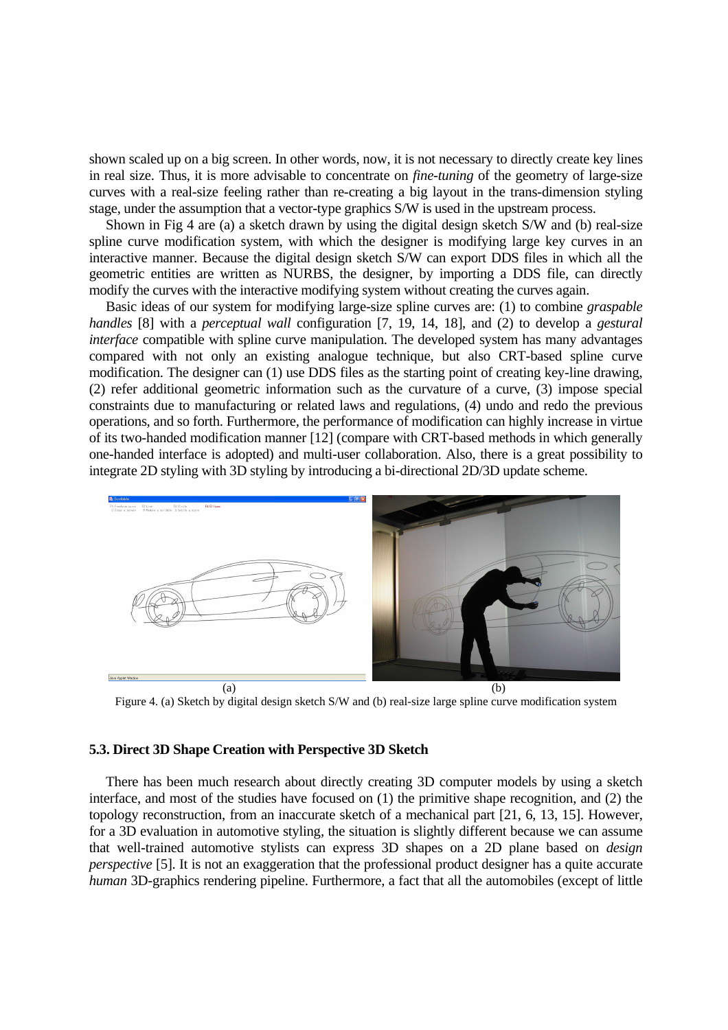shown scaled up on a big screen. In other words, now, it is not necessary to directly create key lines in real size. Thus, it is more advisable to concentrate on *fine-tuning* of the geometry of large-size curves with a real-size feeling rather than re-creating a big layout in the trans-dimension styling stage, under the assumption that a vector-type graphics S/W is used in the upstream process.

Shown in Fig 4 are (a) a sketch drawn by using the digital design sketch S/W and (b) real-size spline curve modification system, with which the designer is modifying large key curves in an interactive manner. Because the digital design sketch S/W can export DDS files in which all the geometric entities are written as NURBS, the designer, by importing a DDS file, can directly modify the curves with the interactive modifying system without creating the curves again.

Basic ideas of our system for modifying large-size spline curves are: (1) to combine *graspable handles* [8] with a *perceptual wall* configuration [7, 19, 14, 18], and (2) to develop a *gestural interface* compatible with spline curve manipulation. The developed system has many advantages compared with not only an existing analogue technique, but also CRT-based spline curve modification. The designer can (1) use DDS files as the starting point of creating key-line drawing, (2) refer additional geometric information such as the curvature of a curve, (3) impose special constraints due to manufacturing or related laws and regulations, (4) undo and redo the previous operations, and so forth. Furthermore, the performance of modification can highly increase in virtue of its two-handed modification manner [12] (compare with CRT-based methods in which generally one-handed interface is adopted) and multi-user collaboration. Also, there is a great possibility to integrate 2D styling with 3D styling by introducing a bi-directional 2D/3D update scheme.

(a) (b)

Figure 4. (a) Sketch by digital design sketch S/W and (b) real-size large spline curve modification system

### 5.3. Direct 3D Shape Creation with Perspective 3D Sketch

There has been much research about directly creating 3D computer models by using a sketch interface, and most of the studies have focused on (1) the primitive shape recognition, and (2) the topology reconstruction, from an inaccurate sketch of a mechanical part [21, 6, 13, 15]. However, for a 3D evaluation in automotive styling, the situation is slightly different because we can assume that well-trained automotive stylists can express 3D shapes on a 2D plane based on *design perspective* [5]. It is not an exaggeration that the professional product designer has a quite accurate *human* 3D-graphics rendering pipeline. Furthermore, a fact that all the automobiles (except of little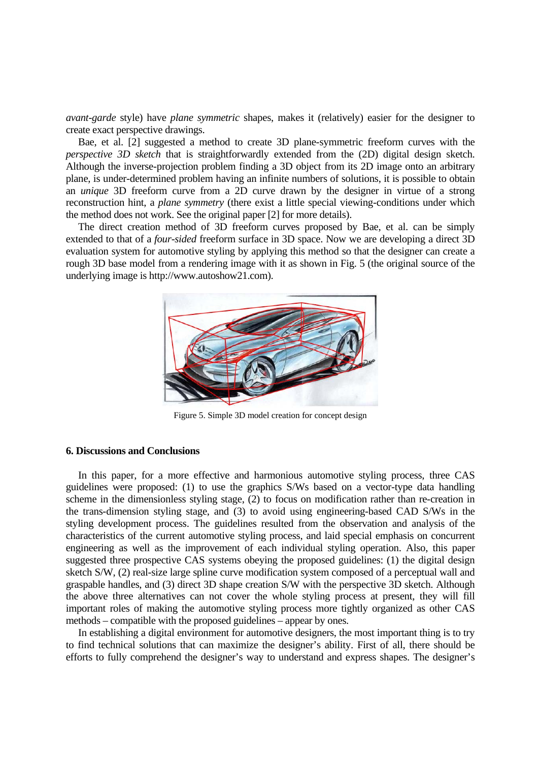*avant-garde* style) have *plane symmetric* shapes, makes it (relatively) easier for the designer to create exact perspective drawings.

Bae, et al. [2] suggested a method to create 3D plane-symmetric freeform curves with the *perspective 3D sketch* that is straightforwardly extended from the (2D) digital design sketch. Although the inverse-projection problem finding a 3D object from its 2D image onto an arbitrary plane, is under-determined problem having an infinite numbers of solutions, it is possible to obtain an *unique* 3D freeform curve from a 2D curve drawn by the designer in virtue of a strong reconstruction hint, a *plane symmetry* (there exist a little special viewing-conditions under which the method does not work. See the original paper [2] for more details).

The direct creation method of 3D freeform curves proposed by Bae, et al. can be simply extended to that of a *four-sided* freeform surface in 3D space. Now we are developing a direct 3D evaluation system for automotive styling by applying this method so that the designer can create a rough 3D base model from a rendering image with it as shown in Fig. 5 (the original source of the underlying image is http://www.autoshow21.com).

Figure 5. Simple 3D model creation for concept design

### 6. Discussions and Conclusions

In this paper, for a more effective and harmonious automotive styling process, three CAS guidelines were proposed: (1) to use the graphics S/Ws based on a vector-type data handling scheme in the dimensionless styling stage, (2) to focus on modification rather than re-creation in the trans-dimension styling stage, and (3) to avoid using engineering-based CAD S/Ws in the styling development process. The guidelines resulted from the observation and analysis of the characteristics of the current automotive styling process, and laid special emphasis on concurrent engineering as well as the improvement of each individual styling operation. Also, this paper suggested three prospective CAS systems obeying the proposed guidelines: (1) the digital design sketch S/W, (2) real-size large spline curve modification system composed of a perceptual wall and graspable handles, and (3) direct 3D shape creation S/W with the perspective 3D sketch. Although the above three alternatives can not cover the whole styling process at present, they will fill important roles of making the automotive styling process more tightly organized as other CAS methods – compatible with the proposed guidelines – appear by ones.

In establishing a digital environment for automotive designers, the most important thing is to try to find technical solutions that can maximize the designer's ability. First of all, there should be efforts to fully comprehend the designer's way to understand and express shapes. The designer's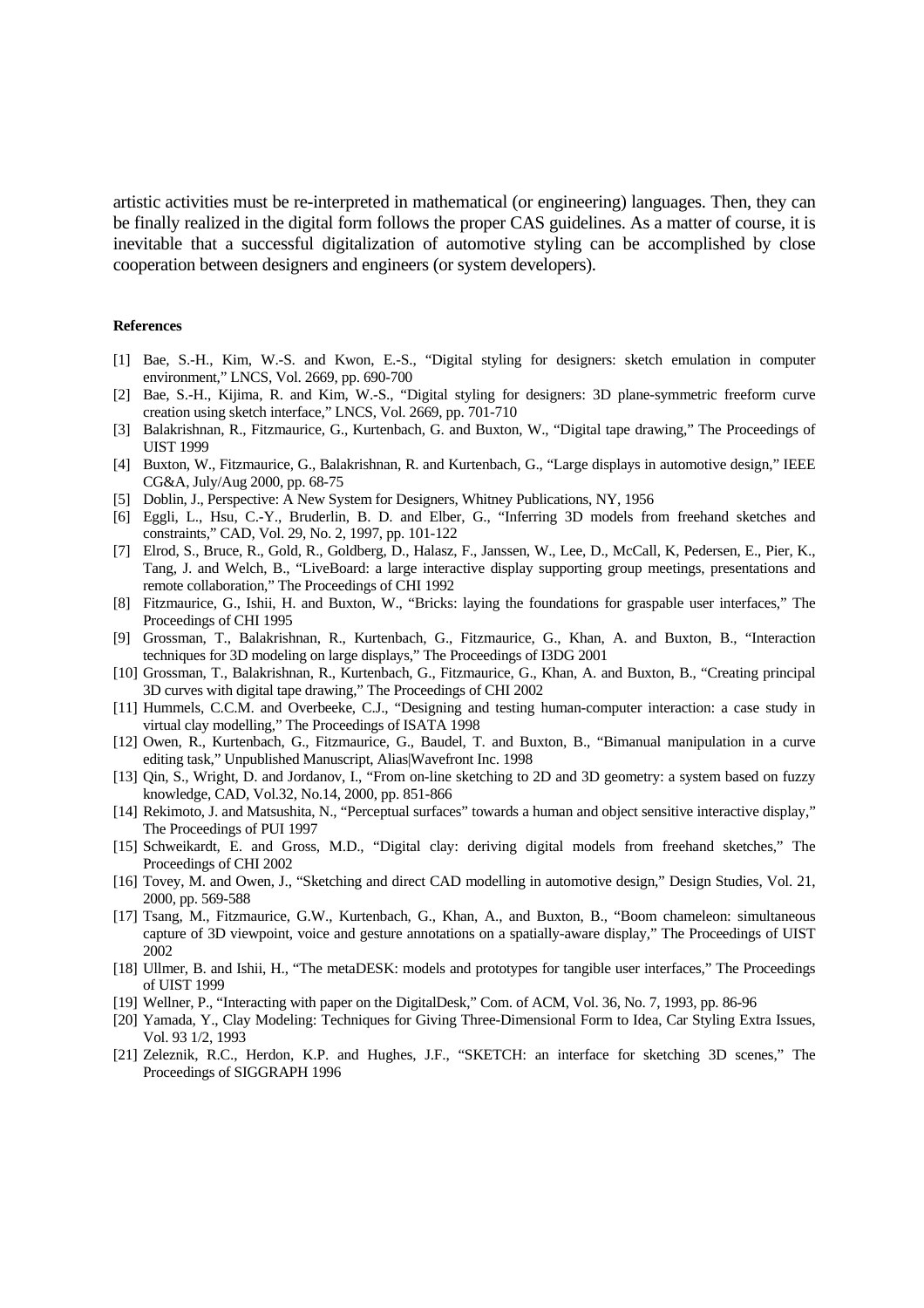artistic activities must be re-interpreted in mathematical (or engineering) languages. Then, they can be finally realized in the digital form follows the proper CAS guidelines. As a matter of course, it is inevitable that a successful digitalization of automotive styling can be accomplished by close cooperation between designers and engineers (or system developers).

**References**

[1] Bae, S.-H., Kim, W.-S. and Kwon, E.-S., "Digital styling for designers: sketch emulation in computer environment," LNCS, Vol. 2669, pp. 690-700

[2] Bae, S.-H., Kijima, R. and Kim, W.-S., "Digital styling for designers: 3D plane-symmetric freeform curve creation using sketch interface," LNCS, Vol. 2669, pp. 701-710

[3] Balakrishnan, R., Fitzmaurice, G., Kurtenbach, G. and Buxton, W., "Digital tape drawing," The Proceedings of UIST 1999

[4] Buxton, W., Fitzmaurice, G., Balakrishnan, R. and Kurtenbach, G., "Large displays in automotive design," IEEE CG&A, July/Aug 2000, pp. 68-75

[5] Doblin, J., Perspective: A New System for Designers, Whitney Publications, NY, 1956

[6] Eggli, L., Hsu, C.-Y., Bruderlin, B. D. and Elber, G., "Inferring 3D models from freehand sketches and constraints," CAD, Vol. 29, No. 2, 1997, pp. 101-122

[7] Elrod, S., Bruce, R., Gold, R., Goldberg, D., Halasz, F., Janssen, W., Lee, D., McCall, K, Pedersen, E., Pier, K., Tang, J. and Welch, B., "LiveBoard: a large interactive display supporting group meetings, presentations and remote collaboration," The Proceedings of CHI 1992

[8] Fitzmaurice, G., Ishii, H. and Buxton, W., "Bricks: laying the foundations for graspable user interfaces," The Proceedings of CHI 1995

[9] Grossman, T., Balakrishnan, R., Kurtenbach, G., Fitzmaurice, G., Khan, A. and Buxton, B., "Interaction techniques for 3D modeling on large displays," The Proceedings of I3DG 2001

[10] Grossman, T., Balakrishnan, R., Kurtenbach, G., Fitzmaurice, G., Khan, A. and Buxton, B., "Creating principal 3D curves with digital tape drawing," The Proceedings of CHI 2002

[11] Hummels, C.C.M. and Overbeeke, C.J., "Designing and testing human-computer interaction: a case study in virtual clay modelling," The Proceedings of ISATA 1998

[12] Owen, R., Kurtenbach, G., Fitzmaurice, G., Baudel, T. and Buxton, B., "Bimanual manipulation in a curve editing task," Unpublished Manuscript, Alias|Wavefront Inc. 1998

[13] Qin, S., Wright, D. and Jordanov, I., "From on-line sketching to 2D and 3D geometry: a system based on fuzzy knowledge, CAD, Vol.32, No.14, 2000, pp. 851-866

[14] Rekimoto, J. and Matsushita, N., "Perceptual surfaces" towards a human and object sensitive interactive display," The Proceedings of PUI 1997

[15] Schweikardt, E. and Gross, M.D., "Digital clay: deriving digital models from freehand sketches," The Proceedings of CHI 2002

[16] Tovey, M. and Owen, J., "Sketching and direct CAD modelling in automotive design," Design Studies, Vol. 21, 2000, pp. 569-588

[17] Tsang, M., Fitzmaurice, G.W., Kurtenbach, G., Khan, A., and Buxton, B., "Boom chameleon: simultaneous capture of 3D viewpoint, voice and gesture annotations on a spatially-aware display," The Proceedings of UIST 2002

[18] Ullmer, B. and Ishii, H., "The metaDESK: models and prototypes for tangible user interfaces," The Proceedings of UIST 1999

[19] Wellner, P., "Interacting with paper on the DigitalDesk," Com. of ACM, Vol. 36, No. 7, 1993, pp. 86-96

[20] Yamada, Y., Clay Modeling: Techniques for Giving Three-Dimensional Form to Idea, Car Styling Extra Issues, Vol. 93 1/2, 1993

[21] Zeleznik, R.C., Herdon, K.P. and Hughes, J.F., "SKETCH: an interface for sketching 3D scenes," The Proceedings of SIGGRAPH 1996